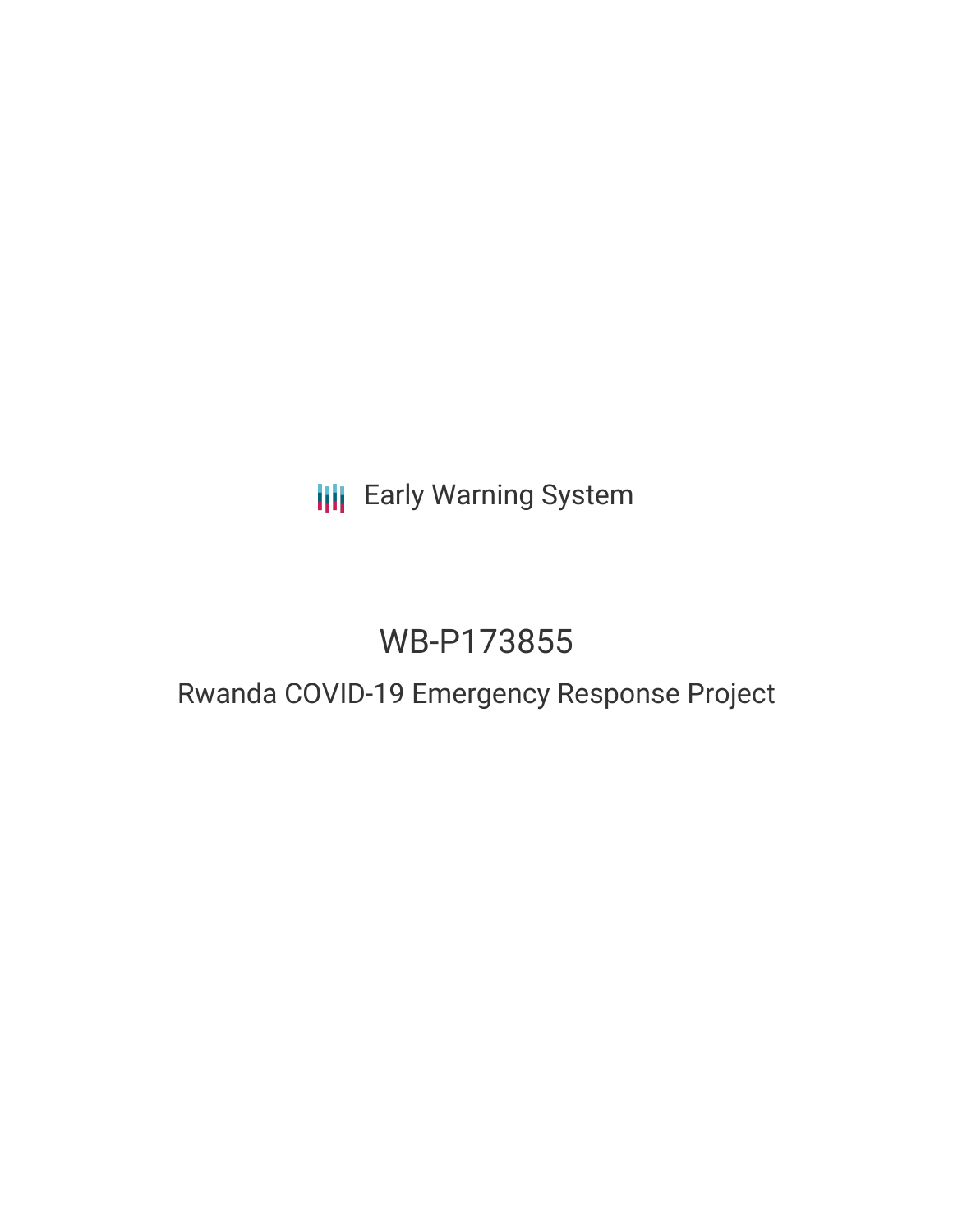Early Warning System

# WB-P173855

## Rwanda COVID-19 Emergency Response Project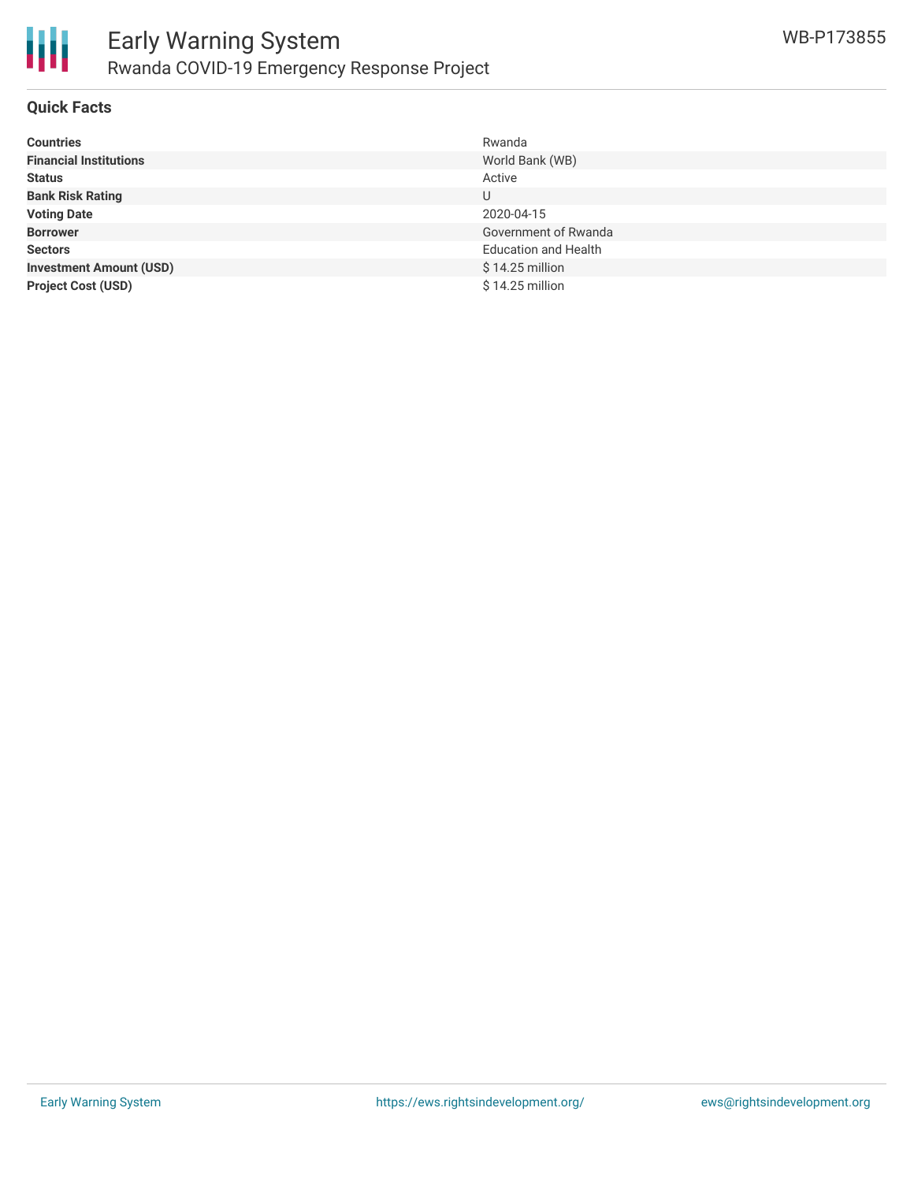## Quick Facts

| | |
|---|---|
| **Countries** | Rwanda |
| **Financial Institutions** | World Bank (WB) |
| **Status** | Active |
| **Bank Risk Rating** | U |
| **Voting Date** | 2020-04-15 |
| **Borrower** | Government of Rwanda |
| **Sectors** | Education and Health |
| **Investment Amount (USD)** | $ 14.25 million |
| **Project Cost (USD)** | $ 14.25 million |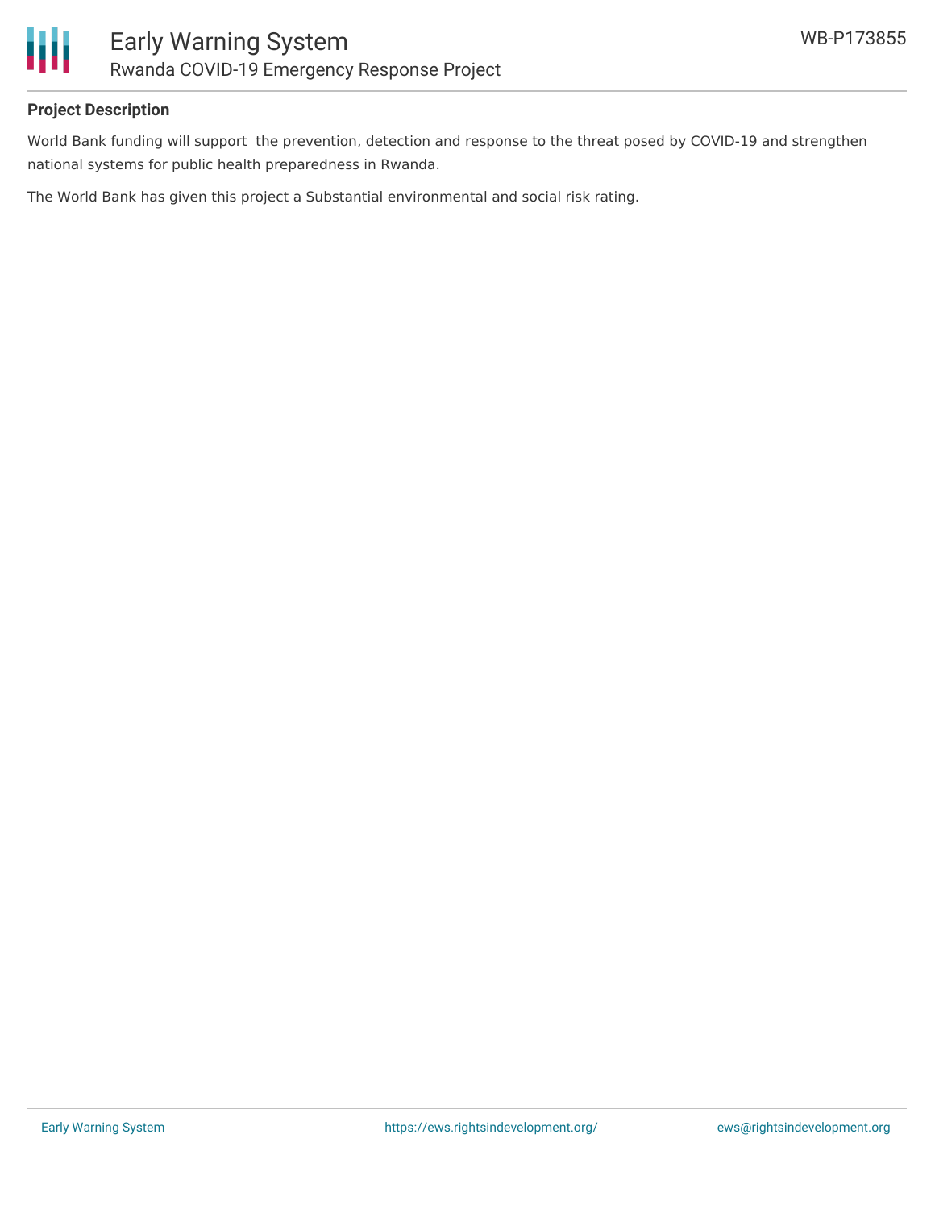## Project Description

World Bank funding will support the prevention, detection and response to the threat posed by COVID-19 and strengthen national systems for public health preparedness in Rwanda.

The World Bank has given this project a Substantial environmental and social risk rating.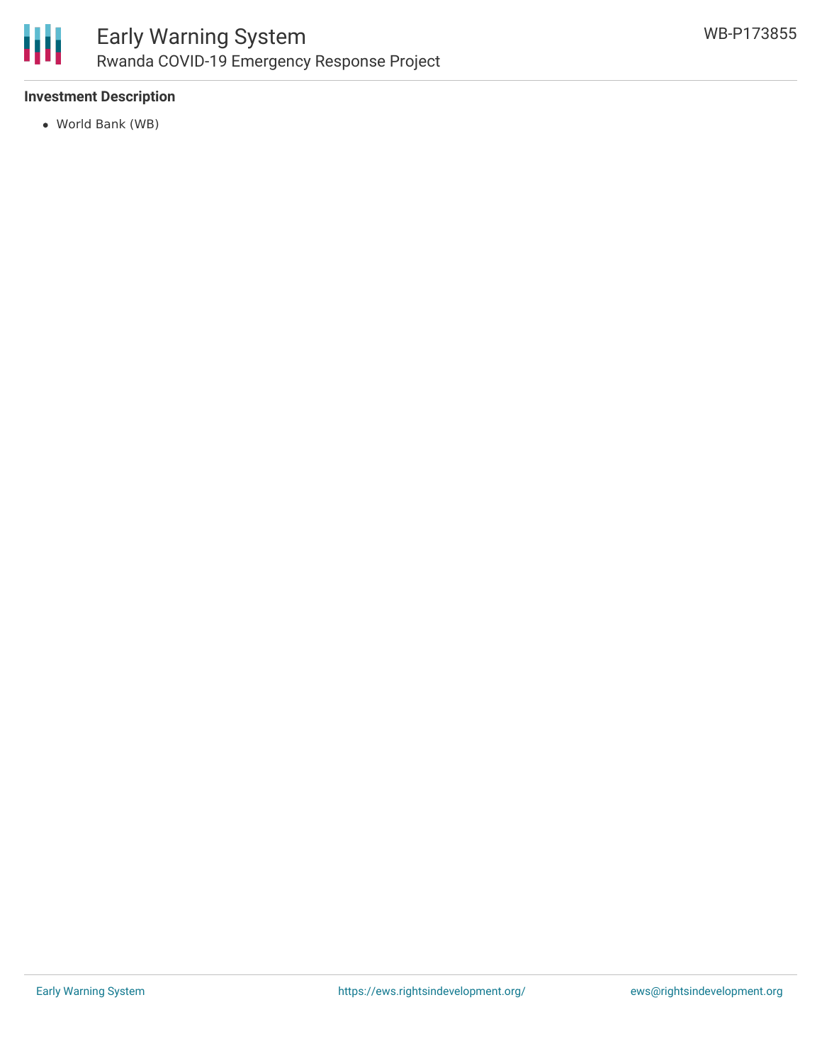**Investment Description**

- World Bank (WB)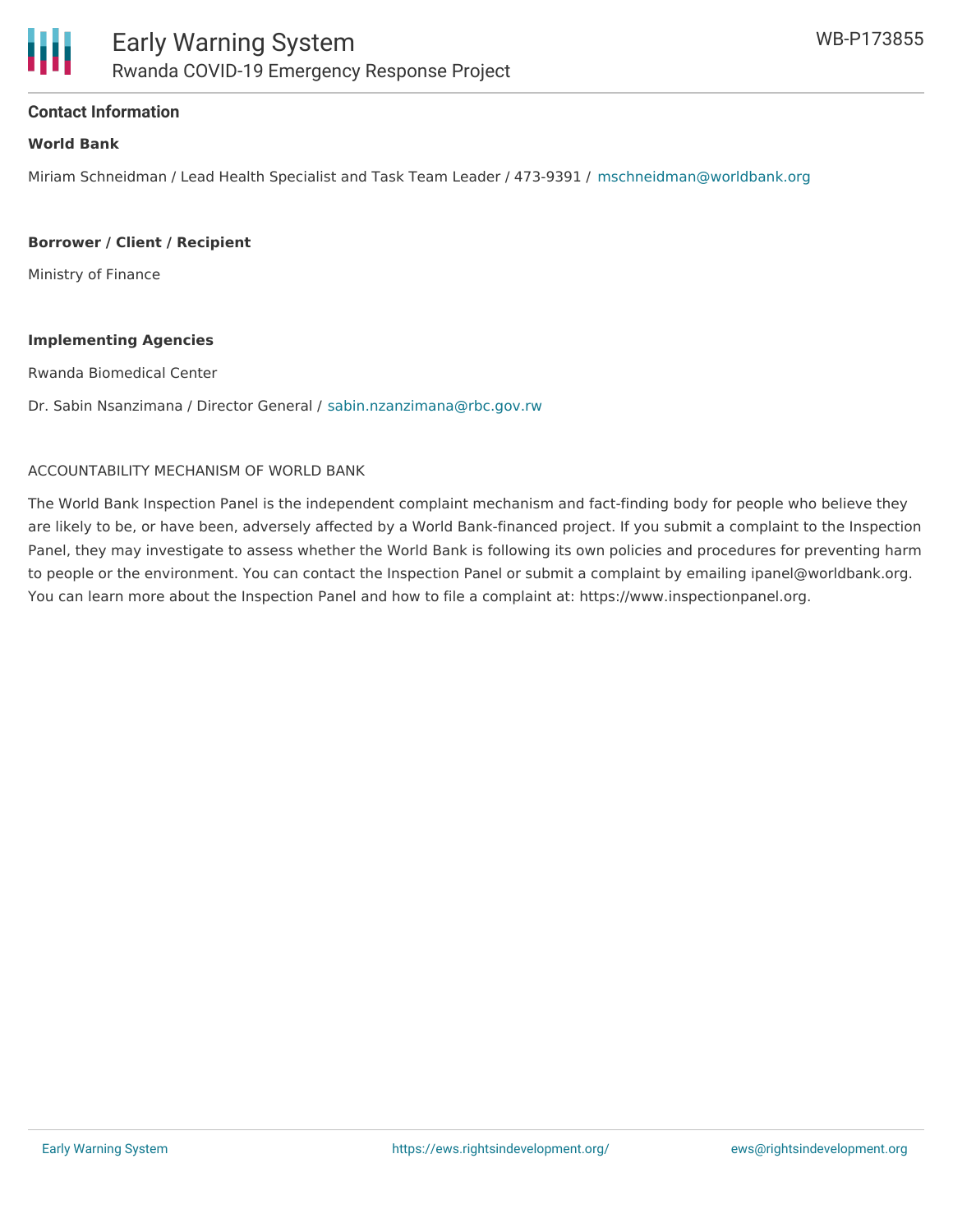## Contact Information

**World Bank**

Miriam Schneidman / Lead Health Specialist and Task Team Leader / 473-9391 / mschneidman@worldbank.org

**Borrower / Client / Recipient**

Ministry of Finance

**Implementing Agencies**

Rwanda Biomedical Center

Dr. Sabin Nsanzimana / Director General / sabin.nzanzimana@rbc.gov.rw

ACCOUNTABILITY MECHANISM OF WORLD BANK

The World Bank Inspection Panel is the independent complaint mechanism and fact-finding body for people who believe they are likely to be, or have been, adversely affected by a World Bank-financed project. If you submit a complaint to the Inspection Panel, they may investigate to assess whether the World Bank is following its own policies and procedures for preventing harm to people or the environment. You can contact the Inspection Panel or submit a complaint by emailing ipanel@worldbank.org. You can learn more about the Inspection Panel and how to file a complaint at: https://www.inspectionpanel.org.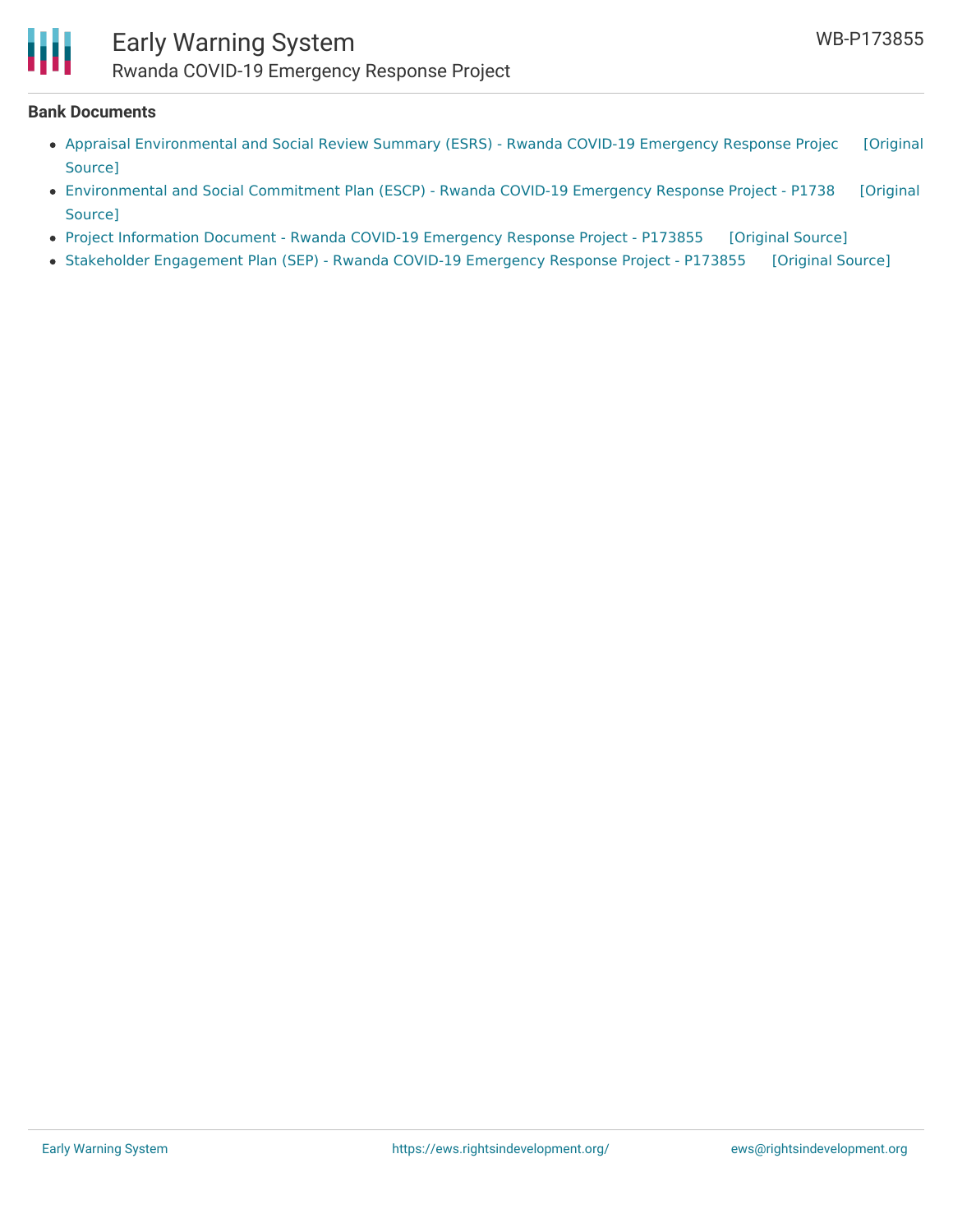### Bank Documents

- Appraisal Environmental and Social Review Summary (ESRS) - Rwanda COVID-19 Emergency Response Projec [Original Source]
- Environmental and Social Commitment Plan (ESCP) - Rwanda COVID-19 Emergency Response Project - P1738 [Original Source]
- Project Information Document - Rwanda COVID-19 Emergency Response Project - P173855 [Original Source]
- Stakeholder Engagement Plan (SEP) - Rwanda COVID-19 Emergency Response Project - P173855 [Original Source]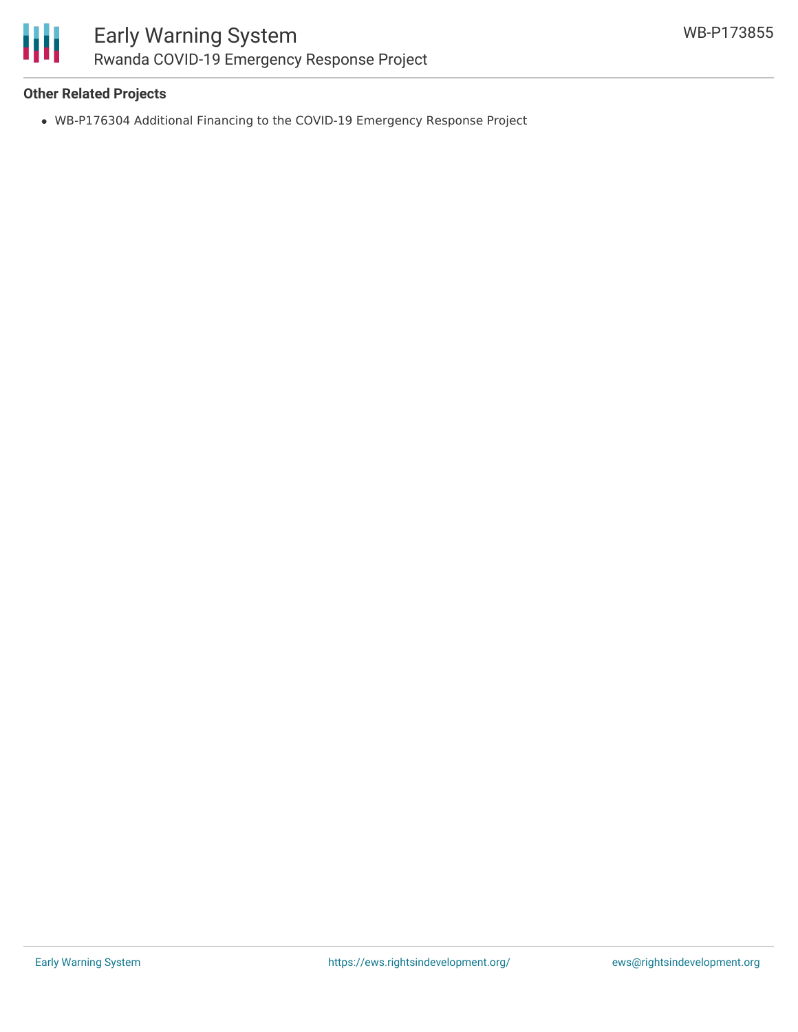**Other Related Projects**

- WB-P176304 Additional Financing to the COVID-19 Emergency Response Project